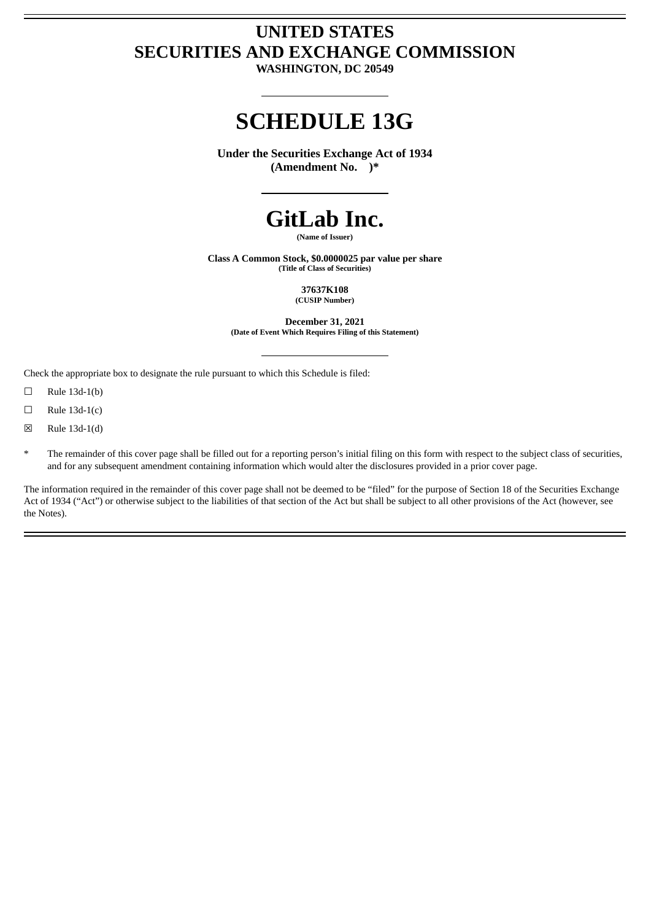# UNITED STATES
# SECURITIES AND EXCHANGE COMMISSION
**WASHINGTON, DC 20549**

---

# SCHEDULE 13G

**Under the Securities Exchange Act of 1934**
**(Amendment No. )***

---

# GitLab Inc.

**(Name of Issuer)**

**Class A Common Stock, $0.0000025 par value per share**
**(Title of Class of Securities)**

**37637K108**
**(CUSIP Number)**

**December 31, 2021**
**(Date of Event Which Requires Filing of this Statement)**

---

Check the appropriate box to designate the rule pursuant to which this Schedule is filed:

☐ Rule 13d-1(b)

☐ Rule 13d-1(c)

☒ Rule 13d-1(d)

\* The remainder of this cover page shall be filled out for a reporting person's initial filing on this form with respect to the subject class of securities, and for any subsequent amendment containing information which would alter the disclosures provided in a prior cover page.

The information required in the remainder of this cover page shall not be deemed to be "filed" for the purpose of Section 18 of the Securities Exchange Act of 1934 ("Act") or otherwise subject to the liabilities of that section of the Act but shall be subject to all other provisions of the Act (however, see the Notes).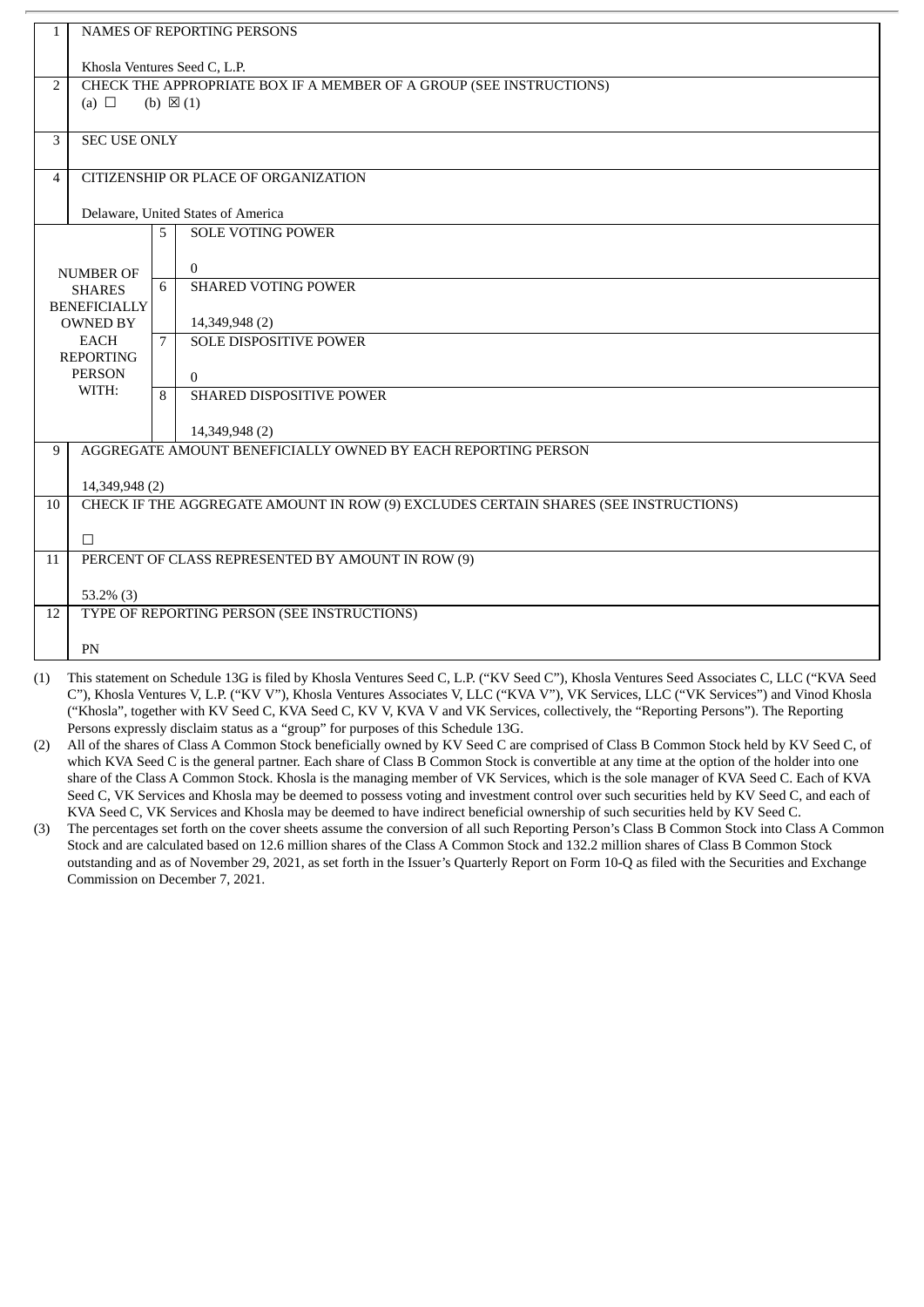| 1 | NAMES OF REPORTING PERSONS<br><br>Khosla Ventures Seed C, L.P. | | |
|---|---|---|---|
| 2 | CHECK THE APPROPRIATE BOX IF A MEMBER OF A GROUP (SEE INSTRUCTIONS)<br>(a) ☐ (b) ☒ (1) | | |
| 3 | SEC USE ONLY | | |
| 4 | CITIZENSHIP OR PLACE OF ORGANIZATION<br><br>Delaware, United States of America | | |
| NUMBER OF SHARES BENEFICIALLY OWNED BY EACH REPORTING PERSON WITH: | | 5 | SOLE VOTING POWER<br><br>0 |
| | | 6 | SHARED VOTING POWER<br><br>14,349,948 (2) |
| | | 7 | SOLE DISPOSITIVE POWER<br><br>0 |
| | | 8 | SHARED DISPOSITIVE POWER<br><br>14,349,948 (2) |
| 9 | AGGREGATE AMOUNT BENEFICIALLY OWNED BY EACH REPORTING PERSON<br><br>14,349,948 (2) | | |
| 10 | CHECK IF THE AGGREGATE AMOUNT IN ROW (9) EXCLUDES CERTAIN SHARES (SEE INSTRUCTIONS)<br><br>☐ | | |
| 11 | PERCENT OF CLASS REPRESENTED BY AMOUNT IN ROW (9)<br><br>53.2% (3) | | |
| 12 | TYPE OF REPORTING PERSON (SEE INSTRUCTIONS)<br><br>PN | | |

(1) This statement on Schedule 13G is filed by Khosla Ventures Seed C, L.P. ("KV Seed C"), Khosla Ventures Seed Associates C, LLC ("KVA Seed C"), Khosla Ventures V, L.P. ("KV V"), Khosla Ventures Associates V, LLC ("KVA V"), VK Services, LLC ("VK Services") and Vinod Khosla ("Khosla", together with KV Seed C, KVA Seed C, KV V, KVA V and VK Services, collectively, the "Reporting Persons"). The Reporting Persons expressly disclaim status as a "group" for purposes of this Schedule 13G.

(2) All of the shares of Class A Common Stock beneficially owned by KV Seed C are comprised of Class B Common Stock held by KV Seed C, of which KVA Seed C is the general partner. Each share of Class B Common Stock is convertible at any time at the option of the holder into one share of the Class A Common Stock. Khosla is the managing member of VK Services, which is the sole manager of KVA Seed C. Each of KVA Seed C, VK Services and Khosla may be deemed to possess voting and investment control over such securities held by KV Seed C, and each of KVA Seed C, VK Services and Khosla may be deemed to have indirect beneficial ownership of such securities held by KV Seed C.

(3) The percentages set forth on the cover sheets assume the conversion of all such Reporting Person's Class B Common Stock into Class A Common Stock and are calculated based on 12.6 million shares of the Class A Common Stock and 132.2 million shares of Class B Common Stock outstanding and as of November 29, 2021, as set forth in the Issuer's Quarterly Report on Form 10-Q as filed with the Securities and Exchange Commission on December 7, 2021.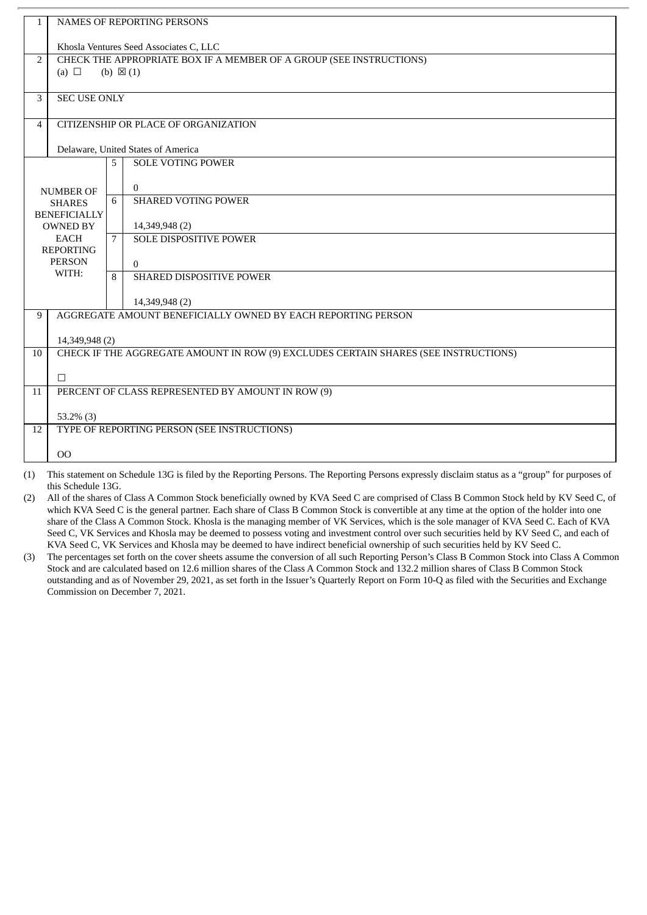| | | | |
|---|---|---|---|
| 1 | NAMES OF REPORTING PERSONS<br><br>Khosla Ventures Seed Associates C, LLC | | |
| 2 | CHECK THE APPROPRIATE BOX IF A MEMBER OF A GROUP (SEE INSTRUCTIONS)<br>(a) ☐ (b) ☒ (1) | | |
| 3 | SEC USE ONLY | | |
| 4 | CITIZENSHIP OR PLACE OF ORGANIZATION<br><br>Delaware, United States of America | | |
| NUMBER OF SHARES BENEFICIALLY OWNED BY EACH REPORTING PERSON WITH: | | 5 | SOLE VOTING POWER<br><br>0 |
| | | 6 | SHARED VOTING POWER<br><br>14,349,948 (2) |
| | | 7 | SOLE DISPOSITIVE POWER<br><br>0 |
| | | 8 | SHARED DISPOSITIVE POWER<br><br>14,349,948 (2) |
| 9 | AGGREGATE AMOUNT BENEFICIALLY OWNED BY EACH REPORTING PERSON<br><br>14,349,948 (2) | | |
| 10 | CHECK IF THE AGGREGATE AMOUNT IN ROW (9) EXCLUDES CERTAIN SHARES (SEE INSTRUCTIONS)<br><br>☐ | | |
| 11 | PERCENT OF CLASS REPRESENTED BY AMOUNT IN ROW (9)<br><br>53.2% (3) | | |
| 12 | TYPE OF REPORTING PERSON (SEE INSTRUCTIONS)<br><br>OO | | |

(1) This statement on Schedule 13G is filed by the Reporting Persons. The Reporting Persons expressly disclaim status as a "group" for purposes of this Schedule 13G.

(2) All of the shares of Class A Common Stock beneficially owned by KVA Seed C are comprised of Class B Common Stock held by KV Seed C, of which KVA Seed C is the general partner. Each share of Class B Common Stock is convertible at any time at the option of the holder into one share of the Class A Common Stock. Khosla is the managing member of VK Services, which is the sole manager of KVA Seed C. Each of KVA Seed C, VK Services and Khosla may be deemed to possess voting and investment control over such securities held by KV Seed C, and each of KVA Seed C, VK Services and Khosla may be deemed to have indirect beneficial ownership of such securities held by KV Seed C.

(3) The percentages set forth on the cover sheets assume the conversion of all such Reporting Person's Class B Common Stock into Class A Common Stock and are calculated based on 12.6 million shares of the Class A Common Stock and 132.2 million shares of Class B Common Stock outstanding and as of November 29, 2021, as set forth in the Issuer's Quarterly Report on Form 10-Q as filed with the Securities and Exchange Commission on December 7, 2021.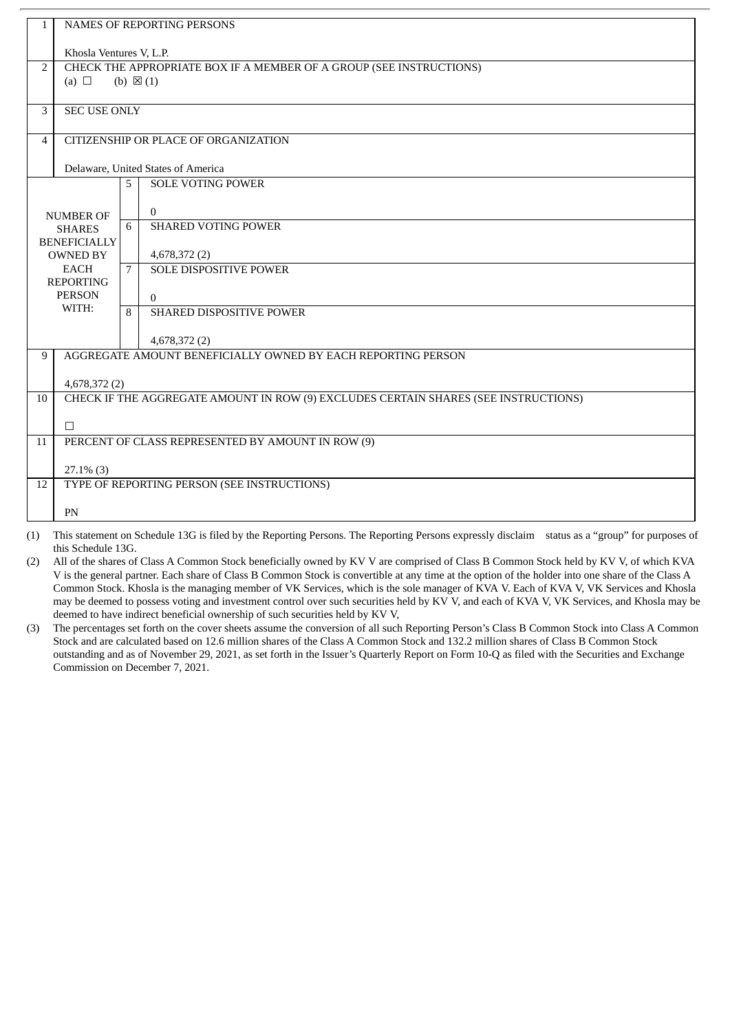| 1 | NAMES OF REPORTING PERSONS<br><br>Khosla Ventures V, L.P. | | |
|---|---|---|---|
| 2 | CHECK THE APPROPRIATE BOX IF A MEMBER OF A GROUP (SEE INSTRUCTIONS)<br>(a) ☐ (b) ☒ (1) | | |
| 3 | SEC USE ONLY | | |
| 4 | CITIZENSHIP OR PLACE OF ORGANIZATION<br><br>Delaware, United States of America | | |
| NUMBER OF SHARES BENEFICIALLY OWNED BY EACH REPORTING PERSON WITH: | | 5 | SOLE VOTING POWER<br><br>0 |
| | | 6 | SHARED VOTING POWER<br><br>4,678,372 (2) |
| | | 7 | SOLE DISPOSITIVE POWER<br><br>0 |
| | | 8 | SHARED DISPOSITIVE POWER<br><br>4,678,372 (2) |
| 9 | AGGREGATE AMOUNT BENEFICIALLY OWNED BY EACH REPORTING PERSON<br><br>4,678,372 (2) | | |
| 10 | CHECK IF THE AGGREGATE AMOUNT IN ROW (9) EXCLUDES CERTAIN SHARES (SEE INSTRUCTIONS)<br><br>☐ | | |
| 11 | PERCENT OF CLASS REPRESENTED BY AMOUNT IN ROW (9)<br><br>27.1% (3) | | |
| 12 | TYPE OF REPORTING PERSON (SEE INSTRUCTIONS)<br><br>PN | | |

(1) This statement on Schedule 13G is filed by the Reporting Persons. The Reporting Persons expressly disclaim status as a "group" for purposes of this Schedule 13G.

(2) All of the shares of Class A Common Stock beneficially owned by KV V are comprised of Class B Common Stock held by KV V, of which KVA V is the general partner. Each share of Class B Common Stock is convertible at any time at the option of the holder into one share of the Class A Common Stock. Khosla is the managing member of VK Services, which is the sole manager of KVA V. Each of KVA V, VK Services and Khosla may be deemed to possess voting and investment control over such securities held by KV V, and each of KVA V, VK Services, and Khosla may be deemed to have indirect beneficial ownership of such securities held by KV V,

(3) The percentages set forth on the cover sheets assume the conversion of all such Reporting Person's Class B Common Stock into Class A Common Stock and are calculated based on 12.6 million shares of the Class A Common Stock and 132.2 million shares of Class B Common Stock outstanding and as of November 29, 2021, as set forth in the Issuer's Quarterly Report on Form 10-Q as filed with the Securities and Exchange Commission on December 7, 2021.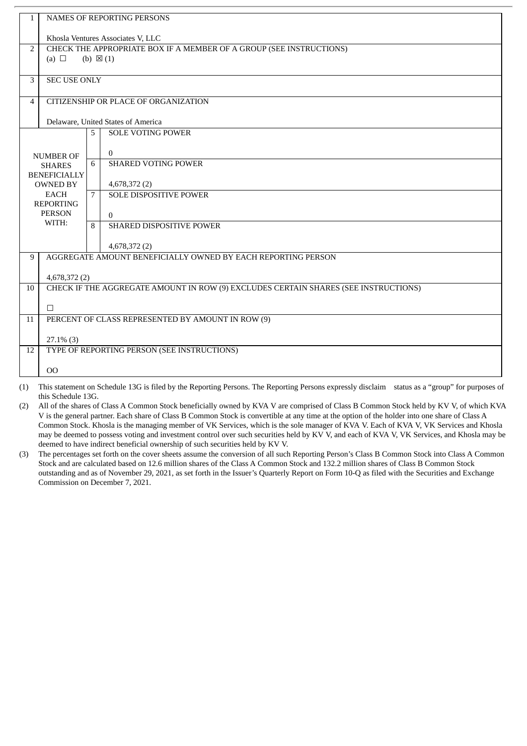| | | | |
|---|---|---|---|
| 1 | NAMES OF REPORTING PERSONS<br><br>Khosla Ventures Associates V, LLC | | |
| 2 | CHECK THE APPROPRIATE BOX IF A MEMBER OF A GROUP (SEE INSTRUCTIONS)<br>(a) ☐ (b) ☒ (1) | | |
| 3 | SEC USE ONLY | | |
| 4 | CITIZENSHIP OR PLACE OF ORGANIZATION<br><br>Delaware, United States of America | | |
| NUMBER OF SHARES BENEFICIALLY OWNED BY EACH REPORTING PERSON WITH: | 5 | SOLE VOTING POWER<br><br>0 | |
| | 6 | SHARED VOTING POWER<br><br>4,678,372 (2) | |
| | 7 | SOLE DISPOSITIVE POWER<br><br>0 | |
| | 8 | SHARED DISPOSITIVE POWER<br><br>4,678,372 (2) | |
| 9 | AGGREGATE AMOUNT BENEFICIALLY OWNED BY EACH REPORTING PERSON<br><br>4,678,372 (2) | | |
| 10 | CHECK IF THE AGGREGATE AMOUNT IN ROW (9) EXCLUDES CERTAIN SHARES (SEE INSTRUCTIONS)<br><br>☐ | | |
| 11 | PERCENT OF CLASS REPRESENTED BY AMOUNT IN ROW (9)<br><br>27.1% (3) | | |
| 12 | TYPE OF REPORTING PERSON (SEE INSTRUCTIONS)<br><br>OO | | |

(1) This statement on Schedule 13G is filed by the Reporting Persons. The Reporting Persons expressly disclaim status as a "group" for purposes of this Schedule 13G.

(2) All of the shares of Class A Common Stock beneficially owned by KVA V are comprised of Class B Common Stock held by KV V, of which KVA V is the general partner. Each share of Class B Common Stock is convertible at any time at the option of the holder into one share of Class A Common Stock. Khosla is the managing member of VK Services, which is the sole manager of KVA V. Each of KVA V, VK Services and Khosla may be deemed to possess voting and investment control over such securities held by KV V, and each of KVA V, VK Services, and Khosla may be deemed to have indirect beneficial ownership of such securities held by KV V.

(3) The percentages set forth on the cover sheets assume the conversion of all such Reporting Person's Class B Common Stock into Class A Common Stock and are calculated based on 12.6 million shares of the Class A Common Stock and 132.2 million shares of Class B Common Stock outstanding and as of November 29, 2021, as set forth in the Issuer's Quarterly Report on Form 10-Q as filed with the Securities and Exchange Commission on December 7, 2021.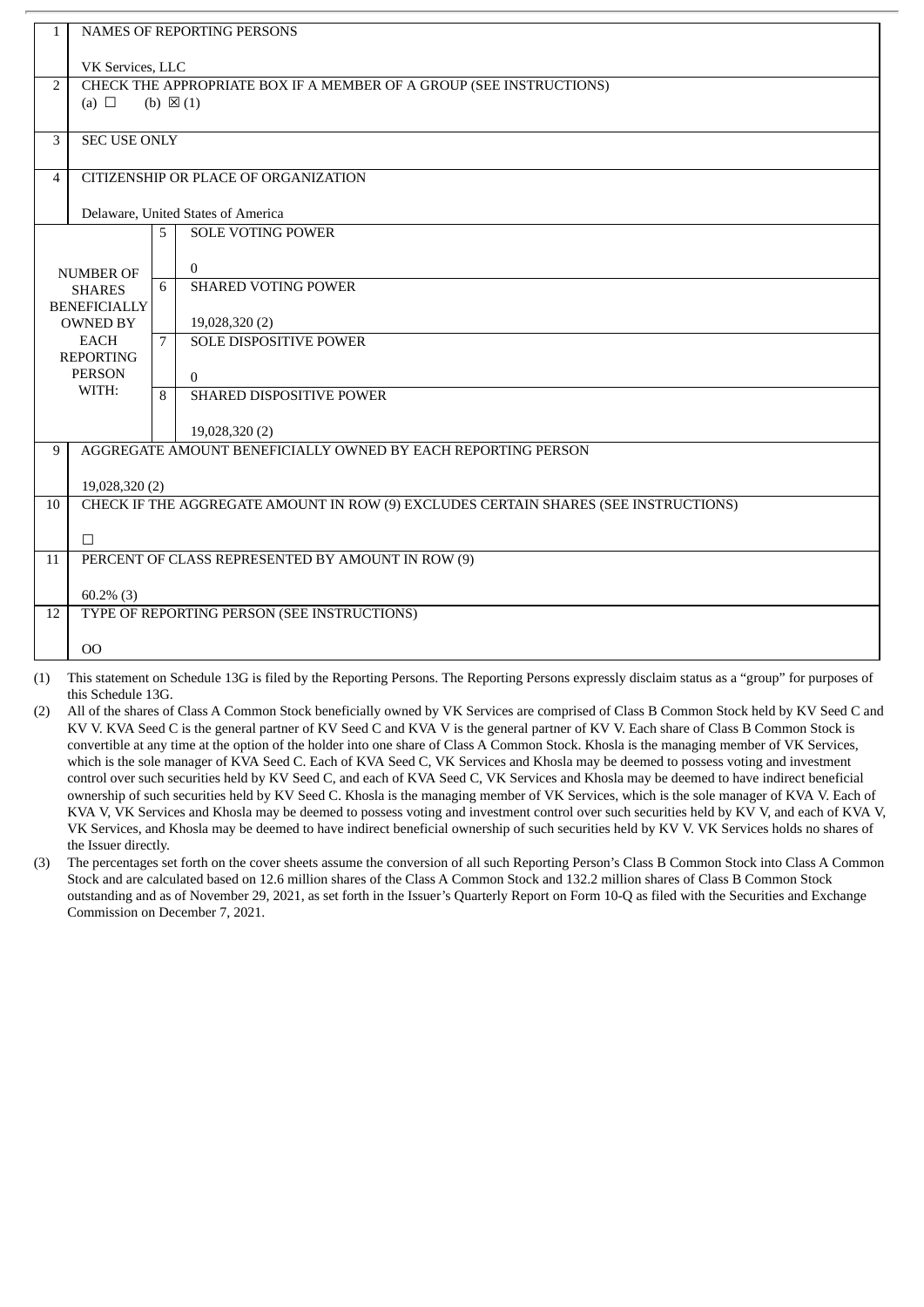| | | | |
|---|---|---|---|
| 1 | NAMES OF REPORTING PERSONS<br><br>VK Services, LLC | | |
| 2 | CHECK THE APPROPRIATE BOX IF A MEMBER OF A GROUP (SEE INSTRUCTIONS)<br>(a) ☐ (b) ☒ (1) | | |
| 3 | SEC USE ONLY | | |
| 4 | CITIZENSHIP OR PLACE OF ORGANIZATION<br><br>Delaware, United States of America | | |
| NUMBER OF SHARES BENEFICIALLY OWNED BY EACH REPORTING PERSON WITH: | 5 | SOLE VOTING POWER<br><br>0 | |
| | 6 | SHARED VOTING POWER<br><br>19,028,320 (2) | |
| | 7 | SOLE DISPOSITIVE POWER<br><br>0 | |
| | 8 | SHARED DISPOSITIVE POWER<br><br>19,028,320 (2) | |
| 9 | AGGREGATE AMOUNT BENEFICIALLY OWNED BY EACH REPORTING PERSON<br><br>19,028,320 (2) | | |
| 10 | CHECK IF THE AGGREGATE AMOUNT IN ROW (9) EXCLUDES CERTAIN SHARES (SEE INSTRUCTIONS)<br><br>☐ | | |
| 11 | PERCENT OF CLASS REPRESENTED BY AMOUNT IN ROW (9)<br><br>60.2% (3) | | |
| 12 | TYPE OF REPORTING PERSON (SEE INSTRUCTIONS)<br><br>OO | | |

(1) This statement on Schedule 13G is filed by the Reporting Persons. The Reporting Persons expressly disclaim status as a "group" for purposes of this Schedule 13G.

(2) All of the shares of Class A Common Stock beneficially owned by VK Services are comprised of Class B Common Stock held by KV Seed C and KV V. KVA Seed C is the general partner of KV Seed C and KVA V is the general partner of KV V. Each share of Class B Common Stock is convertible at any time at the option of the holder into one share of Class A Common Stock. Khosla is the managing member of VK Services, which is the sole manager of KVA Seed C. Each of KVA Seed C, VK Services and Khosla may be deemed to possess voting and investment control over such securities held by KV Seed C, and each of KVA Seed C, VK Services and Khosla may be deemed to have indirect beneficial ownership of such securities held by KV Seed C. Khosla is the managing member of VK Services, which is the sole manager of KVA V. Each of KVA V, VK Services and Khosla may be deemed to possess voting and investment control over such securities held by KV V, and each of KVA V, VK Services, and Khosla may be deemed to have indirect beneficial ownership of such securities held by KV V. VK Services holds no shares of the Issuer directly.

(3) The percentages set forth on the cover sheets assume the conversion of all such Reporting Person's Class B Common Stock into Class A Common Stock and are calculated based on 12.6 million shares of the Class A Common Stock and 132.2 million shares of Class B Common Stock outstanding and as of November 29, 2021, as set forth in the Issuer's Quarterly Report on Form 10-Q as filed with the Securities and Exchange Commission on December 7, 2021.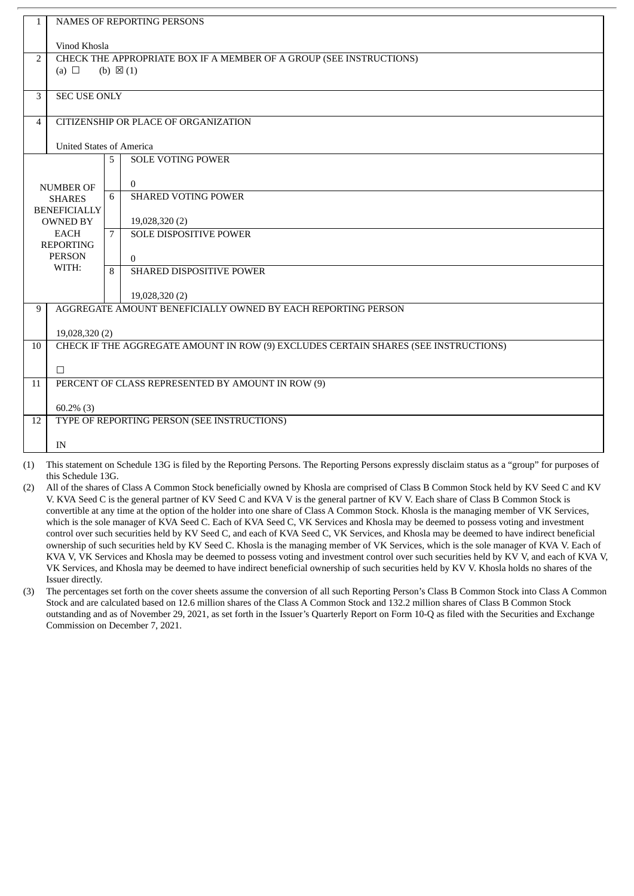| | | | |
|---|---|---|---|
| 1 | NAMES OF REPORTING PERSONS<br><br>Vinod Khosla | | |
| 2 | CHECK THE APPROPRIATE BOX IF A MEMBER OF A GROUP (SEE INSTRUCTIONS)<br>(a) ☐ (b) ☒ (1) | | |
| 3 | SEC USE ONLY | | |
| 4 | CITIZENSHIP OR PLACE OF ORGANIZATION<br><br>United States of America | | |
| NUMBER OF SHARES BENEFICIALLY OWNED BY EACH REPORTING PERSON WITH: | 5 | SOLE VOTING POWER<br><br>0 | |
| | 6 | SHARED VOTING POWER<br><br>19,028,320 (2) | |
| | 7 | SOLE DISPOSITIVE POWER<br><br>0 | |
| | 8 | SHARED DISPOSITIVE POWER<br><br>19,028,320 (2) | |
| 9 | AGGREGATE AMOUNT BENEFICIALLY OWNED BY EACH REPORTING PERSON<br><br>19,028,320 (2) | | |
| 10 | CHECK IF THE AGGREGATE AMOUNT IN ROW (9) EXCLUDES CERTAIN SHARES (SEE INSTRUCTIONS)<br><br>☐ | | |
| 11 | PERCENT OF CLASS REPRESENTED BY AMOUNT IN ROW (9)<br><br>60.2% (3) | | |
| 12 | TYPE OF REPORTING PERSON (SEE INSTRUCTIONS)<br><br>IN | | |

(1) This statement on Schedule 13G is filed by the Reporting Persons. The Reporting Persons expressly disclaim status as a "group" for purposes of this Schedule 13G.

(2) All of the shares of Class A Common Stock beneficially owned by Khosla are comprised of Class B Common Stock held by KV Seed C and KV V. KVA Seed C is the general partner of KV Seed C and KVA V is the general partner of KV V. Each share of Class B Common Stock is convertible at any time at the option of the holder into one share of Class A Common Stock. Khosla is the managing member of VK Services, which is the sole manager of KVA Seed C. Each of KVA Seed C, VK Services and Khosla may be deemed to possess voting and investment control over such securities held by KV Seed C, and each of KVA Seed C, VK Services, and Khosla may be deemed to have indirect beneficial ownership of such securities held by KV Seed C. Khosla is the managing member of VK Services, which is the sole manager of KVA V. Each of KVA V, VK Services and Khosla may be deemed to possess voting and investment control over such securities held by KV V, and each of KVA V, VK Services, and Khosla may be deemed to have indirect beneficial ownership of such securities held by KV V. Khosla holds no shares of the Issuer directly.

(3) The percentages set forth on the cover sheets assume the conversion of all such Reporting Person's Class B Common Stock into Class A Common Stock and are calculated based on 12.6 million shares of the Class A Common Stock and 132.2 million shares of Class B Common Stock outstanding and as of November 29, 2021, as set forth in the Issuer's Quarterly Report on Form 10-Q as filed with the Securities and Exchange Commission on December 7, 2021.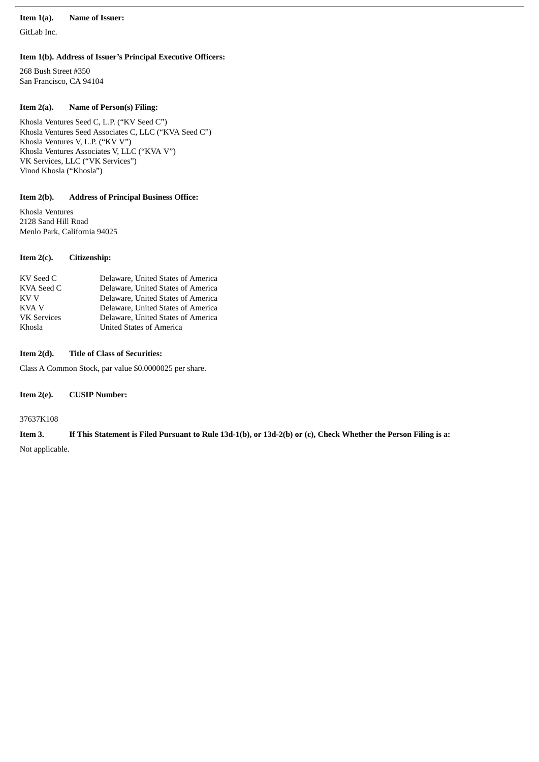**Item 1(a). Name of Issuer:**

GitLab Inc.

**Item 1(b). Address of Issuer's Principal Executive Officers:**

268 Bush Street #350
San Francisco, CA 94104

**Item 2(a). Name of Person(s) Filing:**

Khosla Ventures Seed C, L.P. ("KV Seed C")
Khosla Ventures Seed Associates C, LLC ("KVA Seed C")
Khosla Ventures V, L.P. ("KV V")
Khosla Ventures Associates V, LLC ("KVA V")
VK Services, LLC ("VK Services")
Vinod Khosla ("Khosla")

**Item 2(b). Address of Principal Business Office:**

Khosla Ventures
2128 Sand Hill Road
Menlo Park, California 94025

**Item 2(c). Citizenship:**

| | |
|---|---|
| KV Seed C | Delaware, United States of America |
| KVA Seed C | Delaware, United States of America |
| KV V | Delaware, United States of America |
| KVA V | Delaware, United States of America |
| VK Services | Delaware, United States of America |
| Khosla | United States of America |

**Item 2(d). Title of Class of Securities:**

Class A Common Stock, par value $0.0000025 per share.

**Item 2(e). CUSIP Number:**

37637K108

**Item 3. If This Statement is Filed Pursuant to Rule 13d-1(b), or 13d-2(b) or (c), Check Whether the Person Filing is a:**

Not applicable.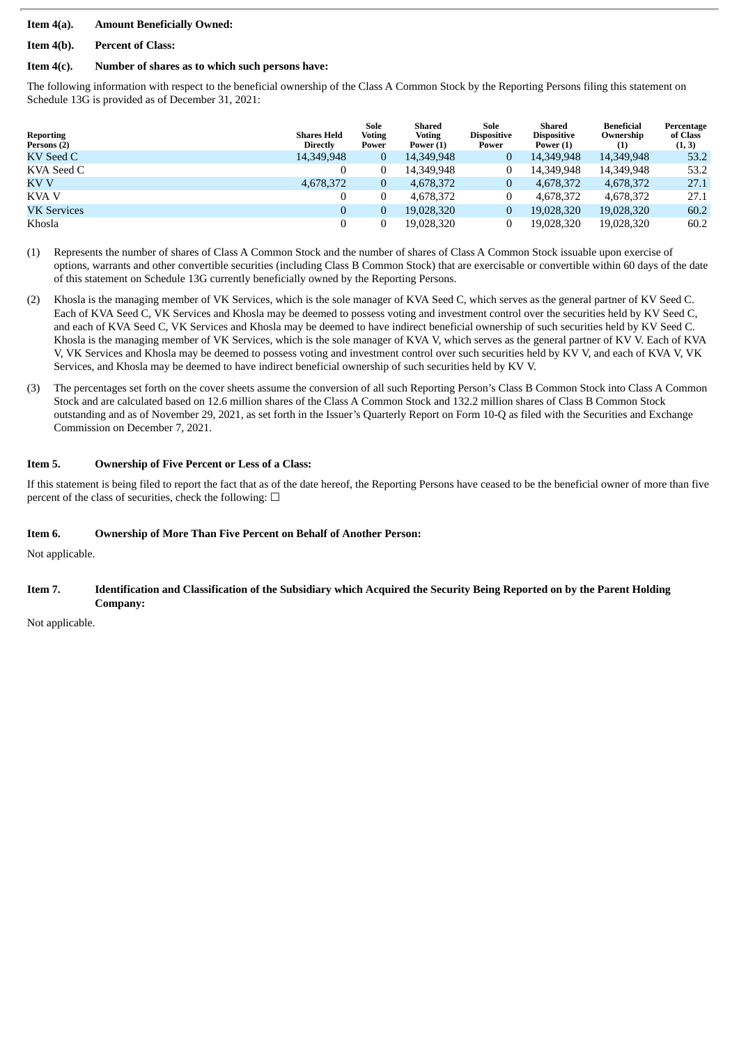**Item 4(a). Amount Beneficially Owned:**

**Item 4(b). Percent of Class:**

**Item 4(c). Number of shares as to which such persons have:**

The following information with respect to the beneficial ownership of the Class A Common Stock by the Reporting Persons filing this statement on Schedule 13G is provided as of December 31, 2021:

| Reporting Persons (2) | Shares Held Directly | Sole Voting Power | Shared Voting Power (1) | Sole Dispositive Power | Shared Dispositive Power (1) | Beneficial Ownership (1) | Percentage of Class (1, 3) |
|---|---|---|---|---|---|---|---|
| KV Seed C | 14,349,948 | 0 | 14,349,948 | 0 | 14,349,948 | 14,349,948 | 53.2 |
| KVA Seed C | 0 | 0 | 14,349,948 | 0 | 14,349,948 | 14,349,948 | 53.2 |
| KV V | 4,678,372 | 0 | 4,678,372 | 0 | 4,678,372 | 4,678,372 | 27.1 |
| KVA V | 0 | 0 | 4,678,372 | 0 | 4,678,372 | 4,678,372 | 27.1 |
| VK Services | 0 | 0 | 19,028,320 | 0 | 19,028,320 | 19,028,320 | 60.2 |
| Khosla | 0 | 0 | 19,028,320 | 0 | 19,028,320 | 19,028,320 | 60.2 |

(1) Represents the number of shares of Class A Common Stock and the number of shares of Class A Common Stock issuable upon exercise of options, warrants and other convertible securities (including Class B Common Stock) that are exercisable or convertible within 60 days of the date of this statement on Schedule 13G currently beneficially owned by the Reporting Persons.

(2) Khosla is the managing member of VK Services, which is the sole manager of KVA Seed C, which serves as the general partner of KV Seed C. Each of KVA Seed C, VK Services and Khosla may be deemed to possess voting and investment control over the securities held by KV Seed C, and each of KVA Seed C, VK Services and Khosla may be deemed to have indirect beneficial ownership of such securities held by KV Seed C. Khosla is the managing member of VK Services, which is the sole manager of KVA V, which serves as the general partner of KV V. Each of KVA V, VK Services and Khosla may be deemed to possess voting and investment control over such securities held by KV V, and each of KVA V, VK Services, and Khosla may be deemed to have indirect beneficial ownership of such securities held by KV V.

(3) The percentages set forth on the cover sheets assume the conversion of all such Reporting Person's Class B Common Stock into Class A Common Stock and are calculated based on 12.6 million shares of the Class A Common Stock and 132.2 million shares of Class B Common Stock outstanding and as of November 29, 2021, as set forth in the Issuer's Quarterly Report on Form 10-Q as filed with the Securities and Exchange Commission on December 7, 2021.

**Item 5. Ownership of Five Percent or Less of a Class:**

If this statement is being filed to report the fact that as of the date hereof, the Reporting Persons have ceased to be the beneficial owner of more than five percent of the class of securities, check the following: ☐

**Item 6. Ownership of More Than Five Percent on Behalf of Another Person:**

Not applicable.

**Item 7. Identification and Classification of the Subsidiary which Acquired the Security Being Reported on by the Parent Holding Company:**

Not applicable.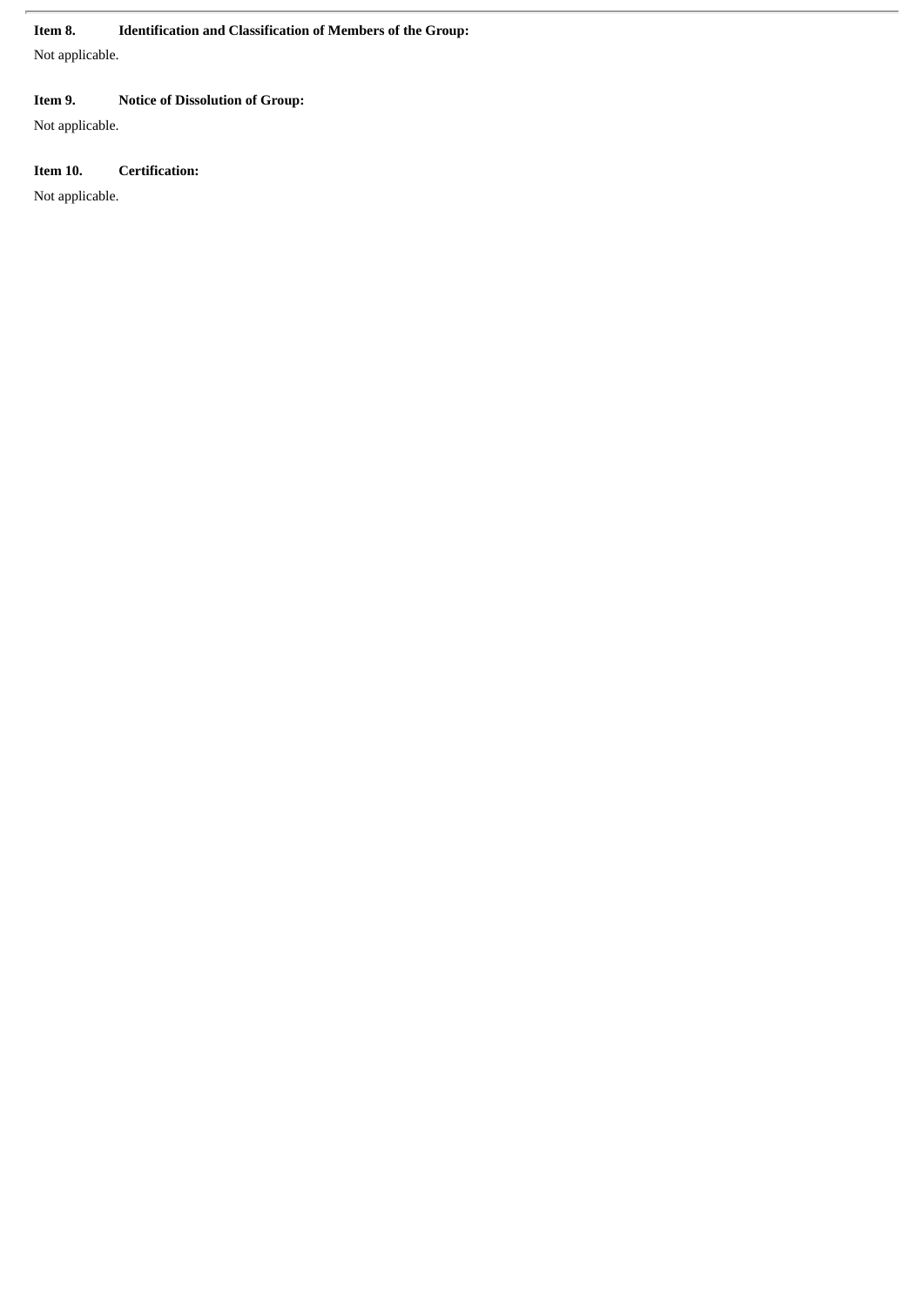**Item 8. Identification and Classification of Members of the Group:**

Not applicable.

**Item 9. Notice of Dissolution of Group:**

Not applicable.

**Item 10. Certification:**

Not applicable.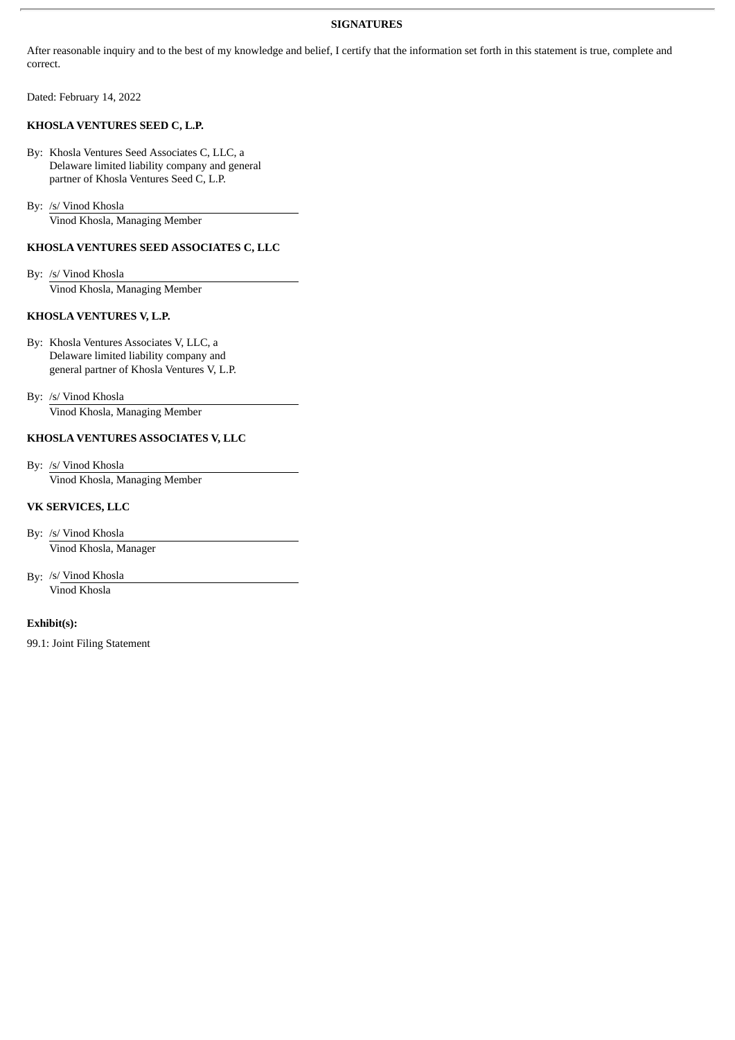## SIGNATURES

After reasonable inquiry and to the best of my knowledge and belief, I certify that the information set forth in this statement is true, complete and correct.

Dated: February 14, 2022

**KHOSLA VENTURES SEED C, L.P.**

By: Khosla Ventures Seed Associates C, LLC, a Delaware limited liability company and general partner of Khosla Ventures Seed C, L.P.

By: /s/ Vinod Khosla
Vinod Khosla, Managing Member

**KHOSLA VENTURES SEED ASSOCIATES C, LLC**

By: /s/ Vinod Khosla
Vinod Khosla, Managing Member

**KHOSLA VENTURES V, L.P.**

By: Khosla Ventures Associates V, LLC, a Delaware limited liability company and general partner of Khosla Ventures V, L.P.

By: /s/ Vinod Khosla
Vinod Khosla, Managing Member

**KHOSLA VENTURES ASSOCIATES V, LLC**

By: /s/ Vinod Khosla
Vinod Khosla, Managing Member

**VK SERVICES, LLC**

By: /s/ Vinod Khosla
Vinod Khosla, Manager

By: /s/ Vinod Khosla
Vinod Khosla

**Exhibit(s):**

99.1: Joint Filing Statement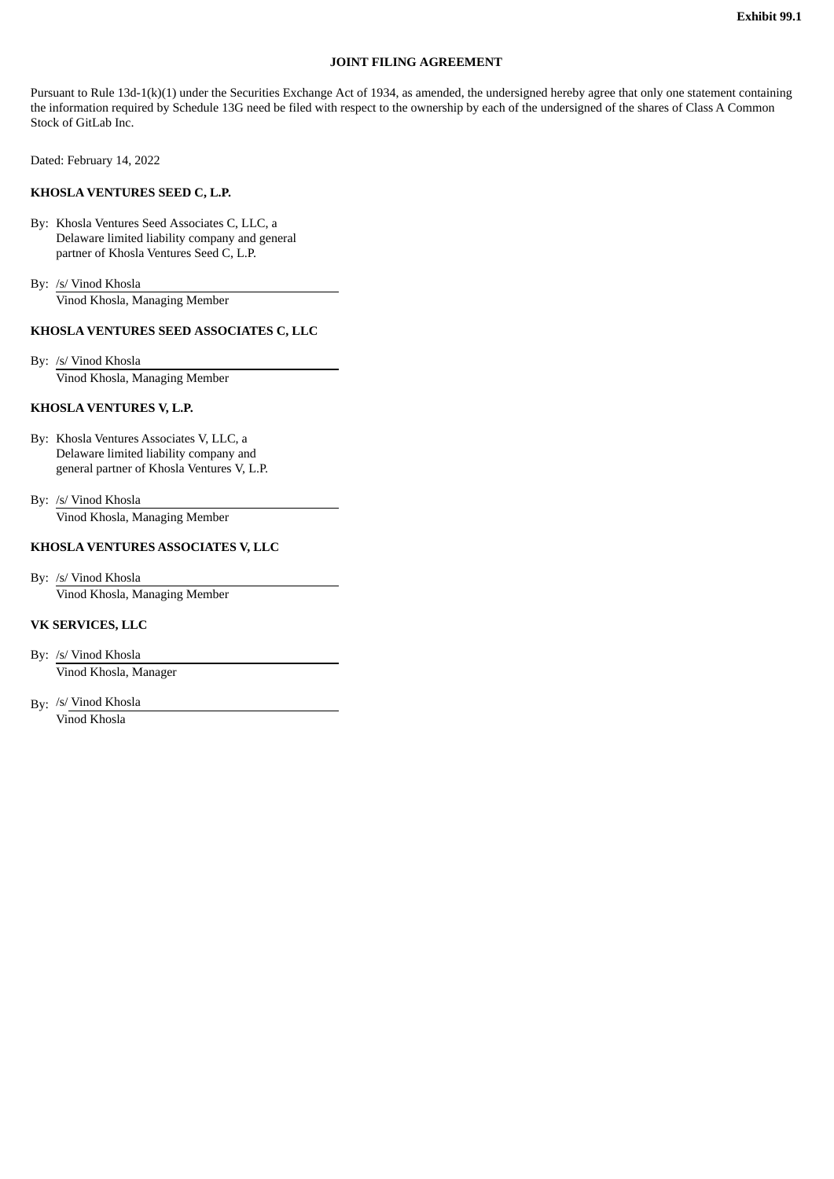Exhibit 99.1

# JOINT FILING AGREEMENT

Pursuant to Rule 13d-1(k)(1) under the Securities Exchange Act of 1934, as amended, the undersigned hereby agree that only one statement containing the information required by Schedule 13G need be filed with respect to the ownership by each of the undersigned of the shares of Class A Common Stock of GitLab Inc.

Dated: February 14, 2022

**KHOSLA VENTURES SEED C, L.P.**

By: Khosla Ventures Seed Associates C, LLC, a Delaware limited liability company and general partner of Khosla Ventures Seed C, L.P.

By: /s/ Vinod Khosla
Vinod Khosla, Managing Member

**KHOSLA VENTURES SEED ASSOCIATES C, LLC**

By: /s/ Vinod Khosla
Vinod Khosla, Managing Member

**KHOSLA VENTURES V, L.P.**

By: Khosla Ventures Associates V, LLC, a Delaware limited liability company and general partner of Khosla Ventures V, L.P.

By: /s/ Vinod Khosla
Vinod Khosla, Managing Member

**KHOSLA VENTURES ASSOCIATES V, LLC**

By: /s/ Vinod Khosla
Vinod Khosla, Managing Member

**VK SERVICES, LLC**

By: /s/ Vinod Khosla
Vinod Khosla, Manager

By: /s/ Vinod Khosla
Vinod Khosla